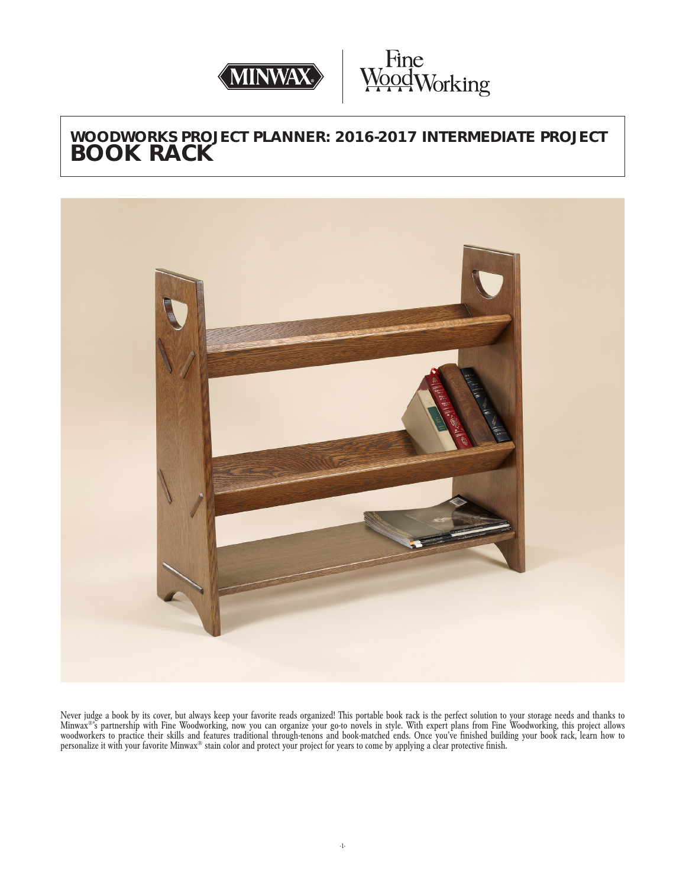# WOODWORKS PROJECT PLANNER: 2016-2017 INTERMEDIATE PROJECT
# BOOK RACK

Never judge a book by its cover, but always keep your favorite reads organized! This portable book rack is the perfect solution to your storage needs and thanks to Minwax®'s partnership with Fine Woodworking, now you can organize your go-to novels in style. With expert plans from Fine Woodworking, this project allows woodworkers to practice their skills and features traditional through-tenons and book-matched ends. Once you've finished building your book rack, learn how to personalize it with your favorite Minwax® stain color and protect your project for years to come by applying a clear protective finish.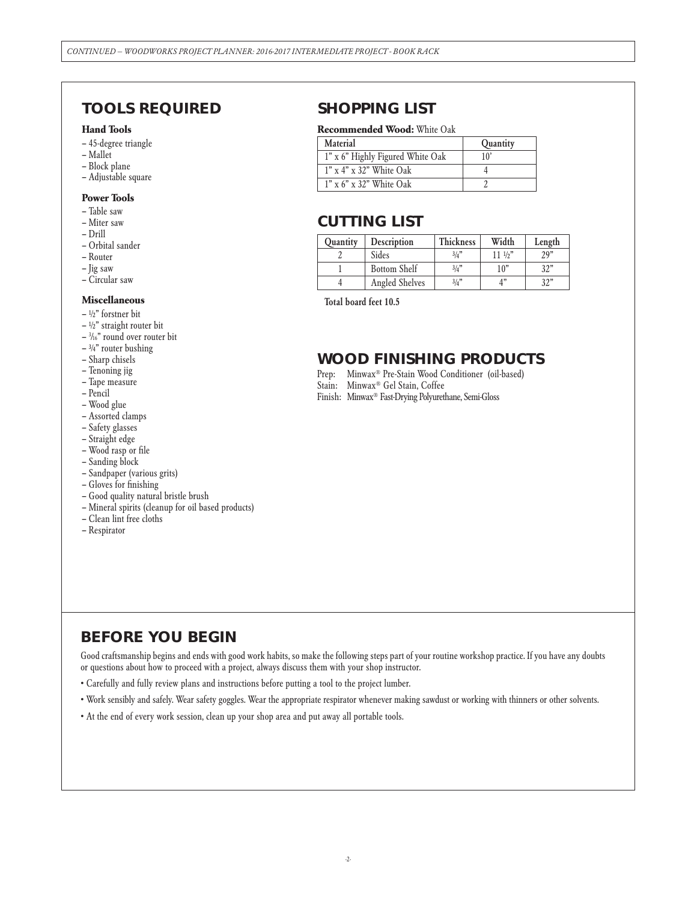## TOOLS REQUIRED

### Hand Tools

- 45-degree triangle
- Mallet
- Block plane
- Adjustable square

### Power Tools

- Table saw
- Miter saw
- Drill
- Orbital sander
- Router
- Jig saw
- Circular saw

### Miscellaneous

- ½" forstner bit
- ½" straight router bit
- 3/16" round over router bit
- ¾" router bushing
- Sharp chisels
- Tenoning jig
- Tape measure
- Pencil
- Wood glue
- Assorted clamps
- Safety glasses
- Straight edge
- Wood rasp or file
- Sanding block
- Sandpaper (various grits)
- Gloves for finishing
- Good quality natural bristle brush
- Mineral spirits (cleanup for oil based products)
- Clean lint free cloths
- Respirator

## SHOPPING LIST

**Recommended Wood:** White Oak

| Material | Quantity |
| --- | --- |
| 1" x 6" Highly Figured White Oak | 10' |
| 1" x 4" x 32" White Oak | 4 |
| 1" x 6" x 32" White Oak | 2 |

## CUTTING LIST

| Quantity | Description | Thickness | Width | Length |
| --- | --- | --- | --- | --- |
| 2 | Sides | ¾" | 11 ½" | 29" |
| 1 | Bottom Shelf | ¾" | 10" | 32" |
| 4 | Angled Shelves | ¾" | 4" | 32" |

**Total board feet 10.5**

## WOOD FINISHING PRODUCTS

Prep: Minwax® Pre-Stain Wood Conditioner (oil-based)
Stain: Minwax® Gel Stain, Coffee
Finish: Minwax® Fast-Drying Polyurethane, Semi-Gloss

## BEFORE YOU BEGIN

Good craftsmanship begins and ends with good work habits, so make the following steps part of your routine workshop practice. If you have any doubts or questions about how to proceed with a project, always discuss them with your shop instructor.

- Carefully and fully review plans and instructions before putting a tool to the project lumber.
- Work sensibly and safely. Wear safety goggles. Wear the appropriate respirator whenever making sawdust or working with thinners or other solvents.
- At the end of every work session, clean up your shop area and put away all portable tools.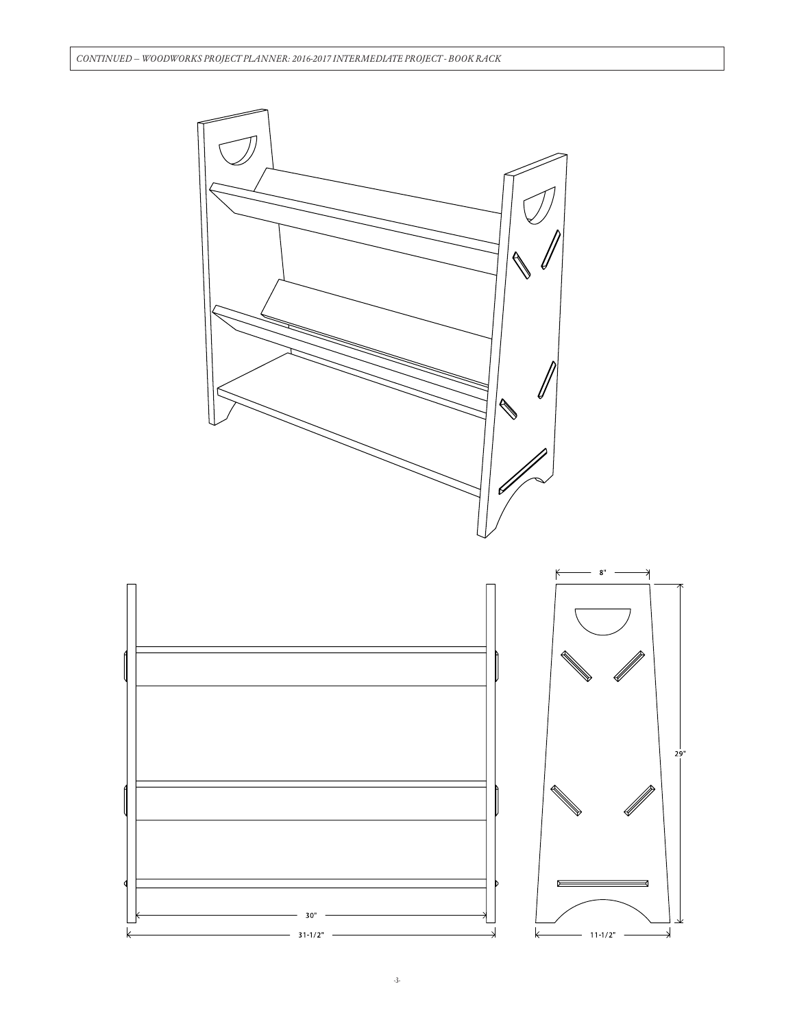CONTINUED – WOODWORKS PROJECT PLANNER: 2016-2017 INTERMEDIATE PROJECT - BOOK RACK

8"

29"

30"

31-1/2"

11-1/2"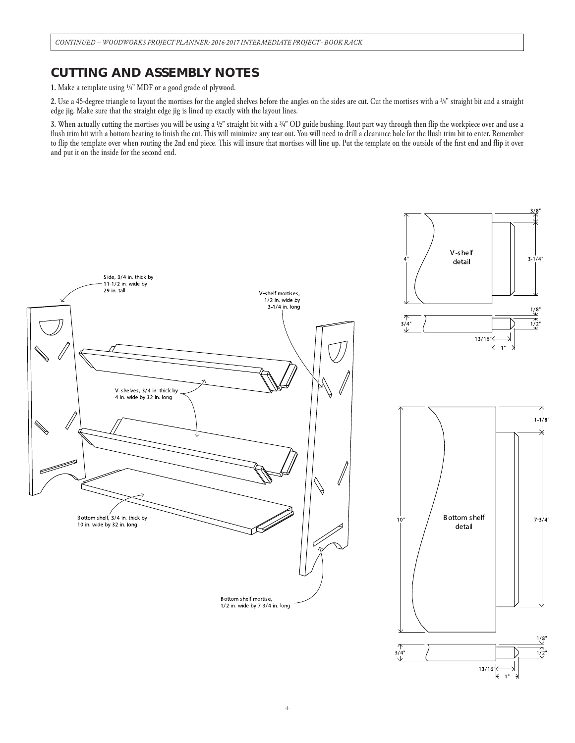## CUTTING AND ASSEMBLY NOTES

**1.** Make a template using ¼" MDF or a good grade of plywood.

**2.** Use a 45-degree triangle to layout the mortises for the angled shelves before the angles on the sides are cut. Cut the mortises with a ¾" straight bit and a straight edge jig. Make sure that the straight edge jig is lined up exactly with the layout lines.

**3.** When actually cutting the mortises you will be using a ½" straight bit with a ¾" OD guide bushing. Rout part way through then flip the workpiece over and use a flush trim bit with a bottom bearing to finish the cut. This will minimize any tear out. You will need to drill a clearance hole for the flush trim bit to enter. Remember to flip the template over when routing the 2nd end piece. This will insure that mortises will line up. Put the template on the outside of the first end and flip it over and put it on the inside for the second end.

Side, 3/4 in. thick by 11-1/2 in. wide by 29 in. tall

V-shelf mortises, 1/2 in. wide by 3-1/4 in. long

V-shelves, 3/4 in. thick by 4 in. wide by 32 in. long

Bottom shelf, 3/4 in. thick by 10 in. wide by 32 in. long

Bottom shelf mortise, 1/2 in. wide by 7-3/4 in. long

V-shelf detail: 4", 3/8", 3-1/4", 1/8", 3/4", 1/2", 13/16", 1"

Bottom shelf detail: 10", 1-1/8", 7-3/4", 1/8", 3/4", 1/2", 13/16", 1"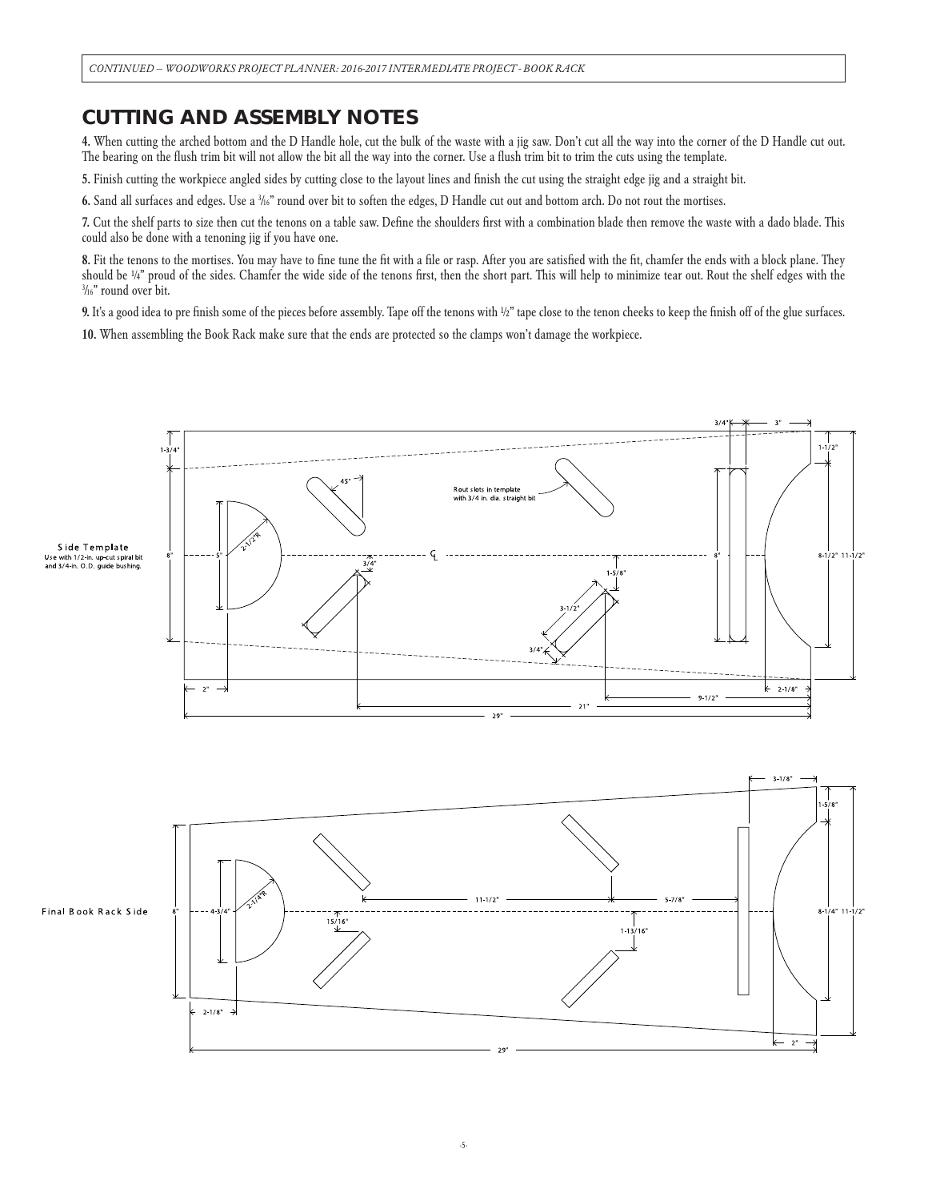## CUTTING AND ASSEMBLY NOTES

**4.** When cutting the arched bottom and the D Handle hole, cut the bulk of the waste with a jig saw. Don't cut all the way into the corner of the D Handle cut out. The bearing on the flush trim bit will not allow the bit all the way into the corner. Use a flush trim bit to trim the cuts using the template.

**5.** Finish cutting the workpiece angled sides by cutting close to the layout lines and finish the cut using the straight edge jig and a straight bit.

**6.** Sand all surfaces and edges. Use a 3/16" round over bit to soften the edges, D Handle cut out and bottom arch. Do not rout the mortises.

**7.** Cut the shelf parts to size then cut the tenons on a table saw. Define the shoulders first with a combination blade then remove the waste with a dado blade. This could also be done with a tenoning jig if you have one.

**8.** Fit the tenons to the mortises. You may have to fine tune the fit with a file or rasp. After you are satisfied with the fit, chamfer the ends with a block plane. They should be 1/4" proud of the sides. Chamfer the wide side of the tenons first, then the short part. This will help to minimize tear out. Rout the shelf edges with the 3/16" round over bit.

**9.** It's a good idea to pre finish some of the pieces before assembly. Tape off the tenons with 1/2" tape close to the tenon cheeks to keep the finish off of the glue surfaces.

**10.** When assembling the Book Rack make sure that the ends are protected so the clamps won't damage the workpiece.

Side Template
Use with 1/2-in. up-cut spiral bit and 3/4-in. O.D. guide bushing.

Rout slots in template with 3/4 in. dia. straight bit

Final Book Rack Side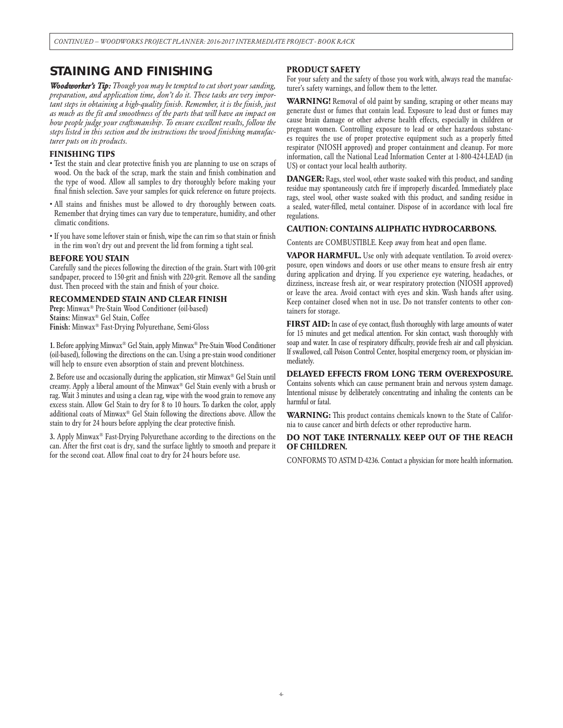## STAINING AND FINISHING

***Woodworker's Tip:*** *Though you may be tempted to cut short your sanding, preparation, and application time, don't do it. These tasks are very important steps in obtaining a high-quality finish. Remember, it is the finish, just as much as the fit and smoothness of the parts that will have an impact on how people judge your craftsmanship. To ensure excellent results, follow the steps listed in this section and the instructions the wood finishing manufacturer puts on its products.*

### FINISHING TIPS

- Test the stain and clear protective finish you are planning to use on scraps of wood. On the back of the scrap, mark the stain and finish combination and the type of wood. Allow all samples to dry thoroughly before making your final finish selection. Save your samples for quick reference on future projects.
- All stains and finishes must be allowed to dry thoroughly between coats. Remember that drying times can vary due to temperature, humidity, and other climatic conditions.
- If you have some leftover stain or finish, wipe the can rim so that stain or finish in the rim won't dry out and prevent the lid from forming a tight seal.

### BEFORE YOU STAIN

Carefully sand the pieces following the direction of the grain. Start with 100-grit sandpaper, proceed to 150-grit and finish with 220-grit. Remove all the sanding dust. Then proceed with the stain and finish of your choice.

### RECOMMENDED STAIN AND CLEAR FINISH

**Prep:** Minwax® Pre-Stain Wood Conditioner (oil-based)
**Stains:** Minwax® Gel Stain, Coffee
**Finish:** Minwax® Fast-Drying Polyurethane, Semi-Gloss

**1.** Before applying Minwax® Gel Stain, apply Minwax® Pre-Stain Wood Conditioner (oil-based), following the directions on the can. Using a pre-stain wood conditioner will help to ensure even absorption of stain and prevent blotchiness.

**2.** Before use and occasionally during the application, stir Minwax® Gel Stain until creamy. Apply a liberal amount of the Minwax® Gel Stain evenly with a brush or rag. Wait 3 minutes and using a clean rag, wipe with the wood grain to remove any excess stain. Allow Gel Stain to dry for 8 to 10 hours. To darken the color, apply additional coats of Minwax® Gel Stain following the directions above. Allow the stain to dry for 24 hours before applying the clear protective finish.

**3.** Apply Minwax® Fast-Drying Polyurethane according to the directions on the can. After the first coat is dry, sand the surface lightly to smooth and prepare it for the second coat. Allow final coat to dry for 24 hours before use.

### PRODUCT SAFETY

For your safety and the safety of those you work with, always read the manufacturer's safety warnings, and follow them to the letter.

**WARNING!** Removal of old paint by sanding, scraping or other means may generate dust or fumes that contain lead. Exposure to lead dust or fumes may cause brain damage or other adverse health effects, especially in children or pregnant women. Controlling exposure to lead or other hazardous substances requires the use of proper protective equipment such as a properly fitted respirator (NIOSH approved) and proper containment and cleanup. For more information, call the National Lead Information Center at 1-800-424-LEAD (in US) or contact your local health authority.

**DANGER:** Rags, steel wool, other waste soaked with this product, and sanding residue may spontaneously catch fire if improperly discarded. Immediately place rags, steel wool, other waste soaked with this product, and sanding residue in a sealed, water-filled, metal container. Dispose of in accordance with local fire regulations.

### CAUTION: CONTAINS ALIPHATIC HYDROCARBONS.

Contents are COMBUSTIBLE. Keep away from heat and open flame.

**VAPOR HARMFUL.** Use only with adequate ventilation. To avoid overexposure, open windows and doors or use other means to ensure fresh air entry during application and drying. If you experience eye watering, headaches, or dizziness, increase fresh air, or wear respiratory protection (NIOSH approved) or leave the area. Avoid contact with eyes and skin. Wash hands after using. Keep container closed when not in use. Do not transfer contents to other containers for storage.

**FIRST AID:** In case of eye contact, flush thoroughly with large amounts of water for 15 minutes and get medical attention. For skin contact, wash thoroughly with soap and water. In case of respiratory difficulty, provide fresh air and call physician. If swallowed, call Poison Control Center, hospital emergency room, or physician immediately.

**DELAYED EFFECTS FROM LONG TERM OVEREXPOSURE.** Contains solvents which can cause permanent brain and nervous system damage. Intentional misuse by deliberately concentrating and inhaling the contents can be harmful or fatal.

**WARNING:** This product contains chemicals known to the State of California to cause cancer and birth defects or other reproductive harm.

**DO NOT TAKE INTERNALLY. KEEP OUT OF THE REACH OF CHILDREN.**

CONFORMS TO ASTM D-4236. Contact a physician for more health information.